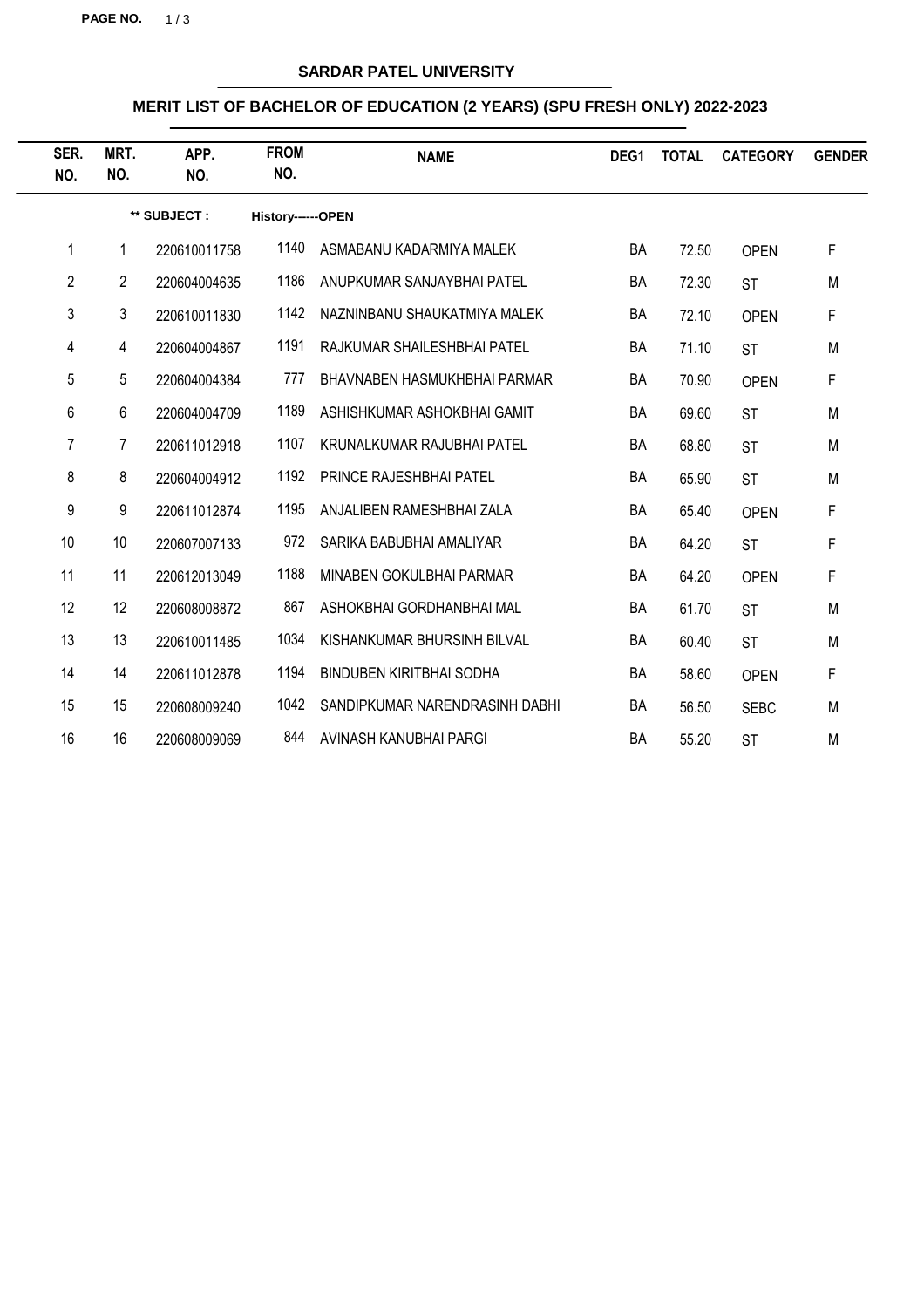## SARDAR PATEL UNIVERSITY

### MERIT LIST OF BACHELOR OF EDUCATION (2 YEARS) (SPU FRESH ONLY) 2022-2023

**\*\* SUBJECT : History------OPEN**

| SER. NO. | MRT. NO. | APP. NO. | FROM NO. | NAME | DEG1 | TOTAL | CATEGORY | GENDER |
|---|---|---|---|---|---|---|---|---|
| 1 | 1 | 220610011758 | 1140 | ASMABANU KADARMIYA MALEK | BA | 72.50 | OPEN | F |
| 2 | 2 | 220604004635 | 1186 | ANUPKUMAR SANJAYBHAI PATEL | BA | 72.30 | ST | M |
| 3 | 3 | 220610011830 | 1142 | NAZNINBANU SHAUKATMIYA MALEK | BA | 72.10 | OPEN | F |
| 4 | 4 | 220604004867 | 1191 | RAJKUMAR SHAILESHBHAI PATEL | BA | 71.10 | ST | M |
| 5 | 5 | 220604004384 | 777 | BHAVNABEN HASMUKHBHAI PARMAR | BA | 70.90 | OPEN | F |
| 6 | 6 | 220604004709 | 1189 | ASHISHKUMAR ASHOKBHAI GAMIT | BA | 69.60 | ST | M |
| 7 | 7 | 220611012918 | 1107 | KRUNALKUMAR RAJUBHAI PATEL | BA | 68.80 | ST | M |
| 8 | 8 | 220604004912 | 1192 | PRINCE RAJESHBHAI PATEL | BA | 65.90 | ST | M |
| 9 | 9 | 220611012874 | 1195 | ANJALIBEN RAMESHBHAI ZALA | BA | 65.40 | OPEN | F |
| 10 | 10 | 220607007133 | 972 | SARIKA BABUBHAI AMALIYAR | BA | 64.20 | ST | F |
| 11 | 11 | 220612013049 | 1188 | MINABEN GOKULBHAI PARMAR | BA | 64.20 | OPEN | F |
| 12 | 12 | 220608008872 | 867 | ASHOKBHAI GORDHANBHAI MAL | BA | 61.70 | ST | M |
| 13 | 13 | 220610011485 | 1034 | KISHANKUMAR BHURSINH BILVAL | BA | 60.40 | ST | M |
| 14 | 14 | 220611012878 | 1194 | BINDUBEN KIRITBHAI SODHA | BA | 58.60 | OPEN | F |
| 15 | 15 | 220608009240 | 1042 | SANDIPKUMAR NARENDRASINH DABHI | BA | 56.50 | SEBC | M |
| 16 | 16 | 220608009069 | 844 | AVINASH KANUBHAI PARGI | BA | 55.20 | ST | M |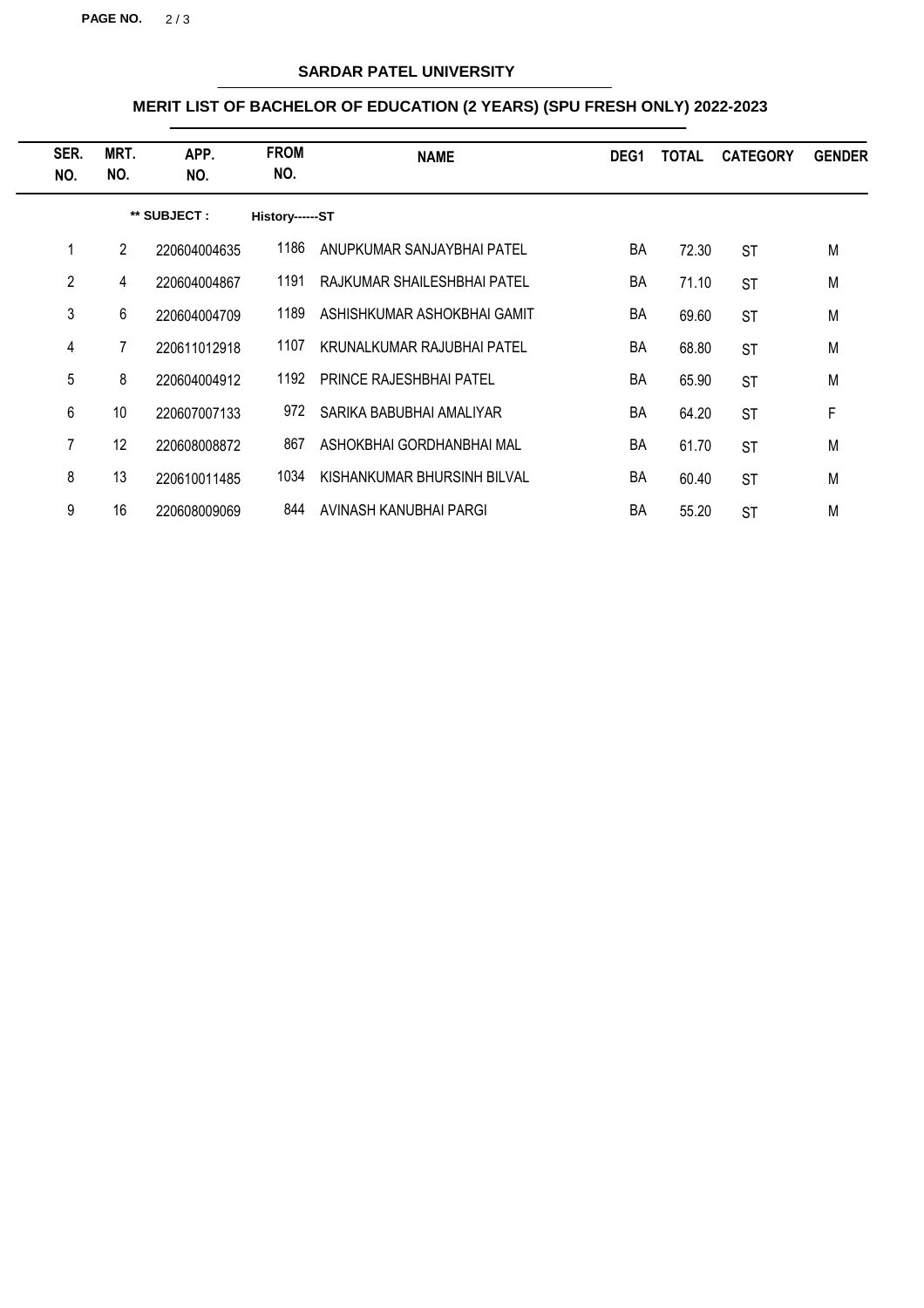## SARDAR PATEL UNIVERSITY

### MERIT LIST OF BACHELOR OF EDUCATION (2 YEARS) (SPU FRESH ONLY) 2022-2023

**** SUBJECT : History------ST**

| SER. NO. | MRT. NO. | APP. NO. | FROM NO. | NAME | DEG1 | TOTAL | CATEGORY | GENDER |
|---|---|---|---|---|---|---|---|---|
| 1 | 2 | 220604004635 | 1186 | ANUPKUMAR SANJAYBHAI PATEL | BA | 72.30 | ST | M |
| 2 | 4 | 220604004867 | 1191 | RAJKUMAR SHAILESHBHAI PATEL | BA | 71.10 | ST | M |
| 3 | 6 | 220604004709 | 1189 | ASHISHKUMAR ASHOKBHAI GAMIT | BA | 69.60 | ST | M |
| 4 | 7 | 220611012918 | 1107 | KRUNALKUMAR RAJUBHAI PATEL | BA | 68.80 | ST | M |
| 5 | 8 | 220604004912 | 1192 | PRINCE RAJESHBHAI PATEL | BA | 65.90 | ST | M |
| 6 | 10 | 220607007133 | 972 | SARIKA BABUBHAI AMALIYAR | BA | 64.20 | ST | F |
| 7 | 12 | 220608008872 | 867 | ASHOKBHAI GORDHANBHAI MAL | BA | 61.70 | ST | M |
| 8 | 13 | 220610011485 | 1034 | KISHANKUMAR BHURSINH BILVAL | BA | 60.40 | ST | M |
| 9 | 16 | 220608009069 | 844 | AVINASH KANUBHAI PARGI | BA | 55.20 | ST | M |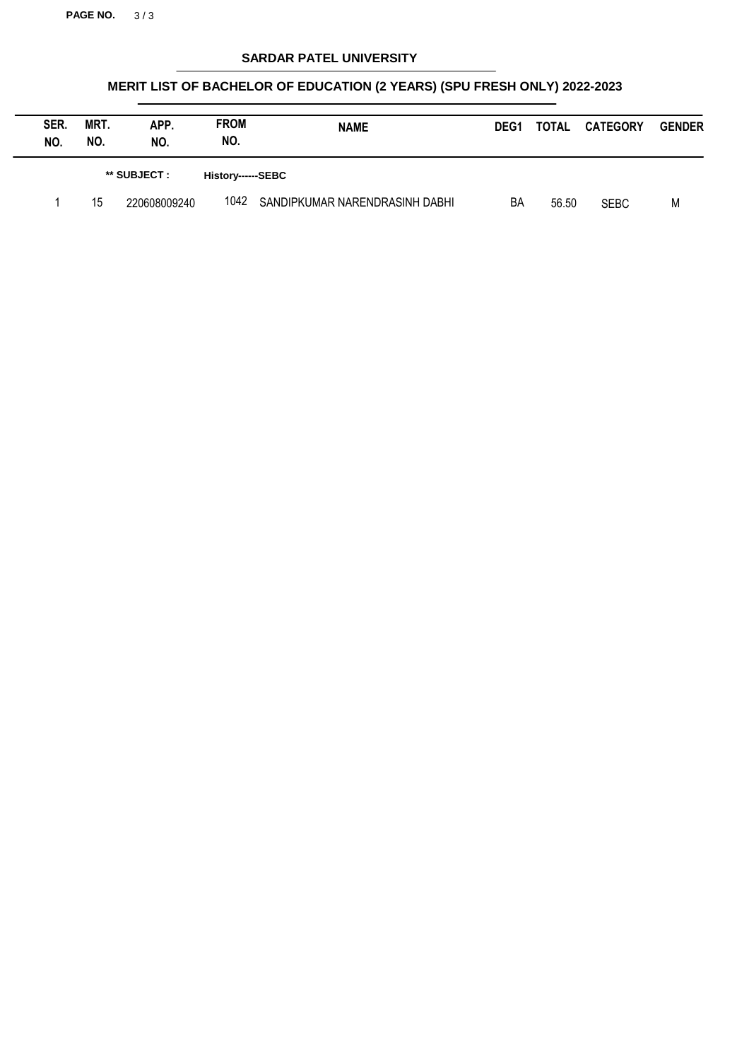## SARDAR PATEL UNIVERSITY

### MERIT LIST OF BACHELOR OF EDUCATION (2 YEARS) (SPU FRESH ONLY) 2022-2023

| SER. NO. | MRT. NO. | APP. NO. | FROM NO. | NAME | DEG1 | TOTAL | CATEGORY | GENDER |
|---|---|---|---|---|---|---|---|---|
| | | ** SUBJECT : | History------SEBC | | | | | |
| 1 | 15 | 220608009240 | 1042 | SANDIPKUMAR NARENDRASINH DABHI | BA | 56.50 | SEBC | M |